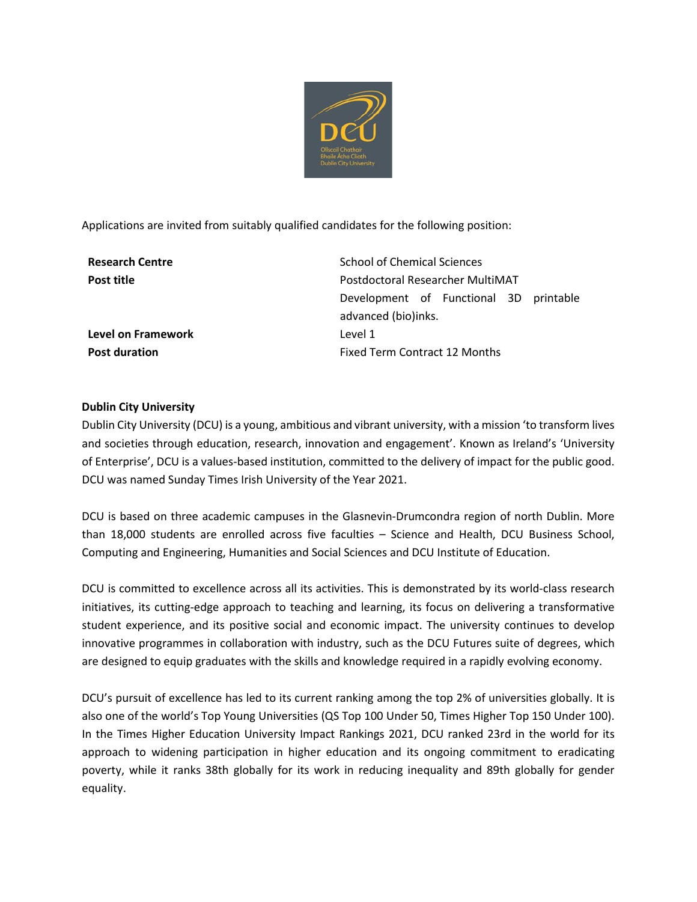Applications are invited from suitably qualified candidates for the following position:

| | |
|---|---|
| **Research Centre** | School of Chemical Sciences |
| **Post title** | Postdoctoral Researcher MultiMAT Development of Functional 3D printable advanced (bio)inks. |
| **Level on Framework** | Level 1 |
| **Post duration** | Fixed Term Contract 12 Months |

**Dublin City University**

Dublin City University (DCU) is a young, ambitious and vibrant university, with a mission 'to transform lives and societies through education, research, innovation and engagement'. Known as Ireland's 'University of Enterprise', DCU is a values-based institution, committed to the delivery of impact for the public good. DCU was named Sunday Times Irish University of the Year 2021.

DCU is based on three academic campuses in the Glasnevin-Drumcondra region of north Dublin. More than 18,000 students are enrolled across five faculties – Science and Health, DCU Business School, Computing and Engineering, Humanities and Social Sciences and DCU Institute of Education.

DCU is committed to excellence across all its activities. This is demonstrated by its world-class research initiatives, its cutting-edge approach to teaching and learning, its focus on delivering a transformative student experience, and its positive social and economic impact. The university continues to develop innovative programmes in collaboration with industry, such as the DCU Futures suite of degrees, which are designed to equip graduates with the skills and knowledge required in a rapidly evolving economy.

DCU's pursuit of excellence has led to its current ranking among the top 2% of universities globally. It is also one of the world's Top Young Universities (QS Top 100 Under 50, Times Higher Top 150 Under 100). In the Times Higher Education University Impact Rankings 2021, DCU ranked 23rd in the world for its approach to widening participation in higher education and its ongoing commitment to eradicating poverty, while it ranks 38th globally for its work in reducing inequality and 89th globally for gender equality.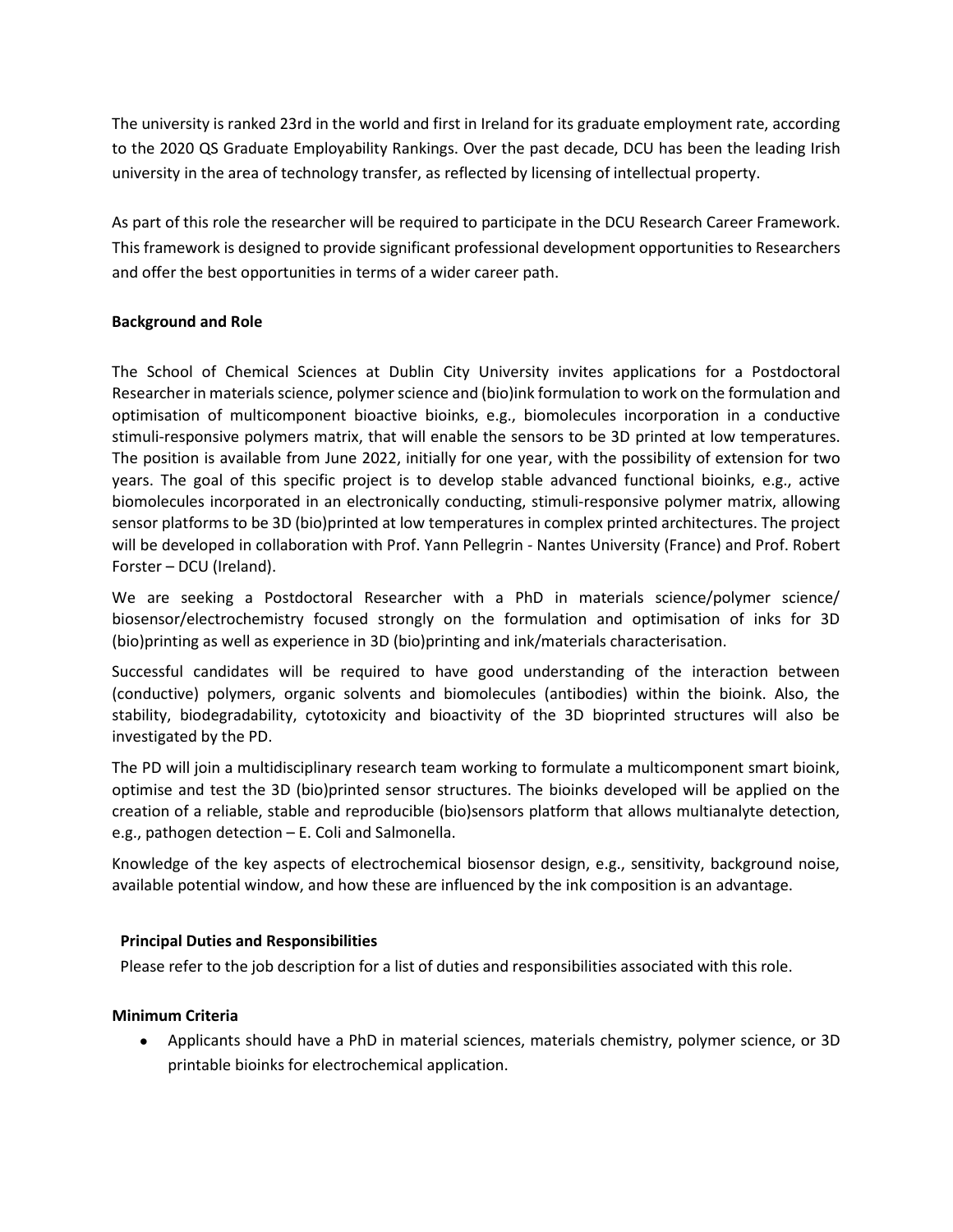The university is ranked 23rd in the world and first in Ireland for its graduate employment rate, according to the 2020 QS Graduate Employability Rankings. Over the past decade, DCU has been the leading Irish university in the area of technology transfer, as reflected by licensing of intellectual property.

As part of this role the researcher will be required to participate in the DCU Research Career Framework. This framework is designed to provide significant professional development opportunities to Researchers and offer the best opportunities in terms of a wider career path.

**Background and Role**

The School of Chemical Sciences at Dublin City University invites applications for a Postdoctoral Researcher in materials science, polymer science and (bio)ink formulation to work on the formulation and optimisation of multicomponent bioactive bioinks, e.g., biomolecules incorporation in a conductive stimuli-responsive polymers matrix, that will enable the sensors to be 3D printed at low temperatures. The position is available from June 2022, initially for one year, with the possibility of extension for two years. The goal of this specific project is to develop stable advanced functional bioinks, e.g., active biomolecules incorporated in an electronically conducting, stimuli-responsive polymer matrix, allowing sensor platforms to be 3D (bio)printed at low temperatures in complex printed architectures. The project will be developed in collaboration with Prof. Yann Pellegrin - Nantes University (France) and Prof. Robert Forster – DCU (Ireland).

We are seeking a Postdoctoral Researcher with a PhD in materials science/polymer science/ biosensor/electrochemistry focused strongly on the formulation and optimisation of inks for 3D (bio)printing as well as experience in 3D (bio)printing and ink/materials characterisation.

Successful candidates will be required to have good understanding of the interaction between (conductive) polymers, organic solvents and biomolecules (antibodies) within the bioink. Also, the stability, biodegradability, cytotoxicity and bioactivity of the 3D bioprinted structures will also be investigated by the PD.

The PD will join a multidisciplinary research team working to formulate a multicomponent smart bioink, optimise and test the 3D (bio)printed sensor structures. The bioinks developed will be applied on the creation of a reliable, stable and reproducible (bio)sensors platform that allows multianalyte detection, e.g., pathogen detection – E. Coli and Salmonella.

Knowledge of the key aspects of electrochemical biosensor design, e.g., sensitivity, background noise, available potential window, and how these are influenced by the ink composition is an advantage.

**Principal Duties and Responsibilities**

Please refer to the job description for a list of duties and responsibilities associated with this role.

**Minimum Criteria**

- Applicants should have a PhD in material sciences, materials chemistry, polymer science, or 3D printable bioinks for electrochemical application.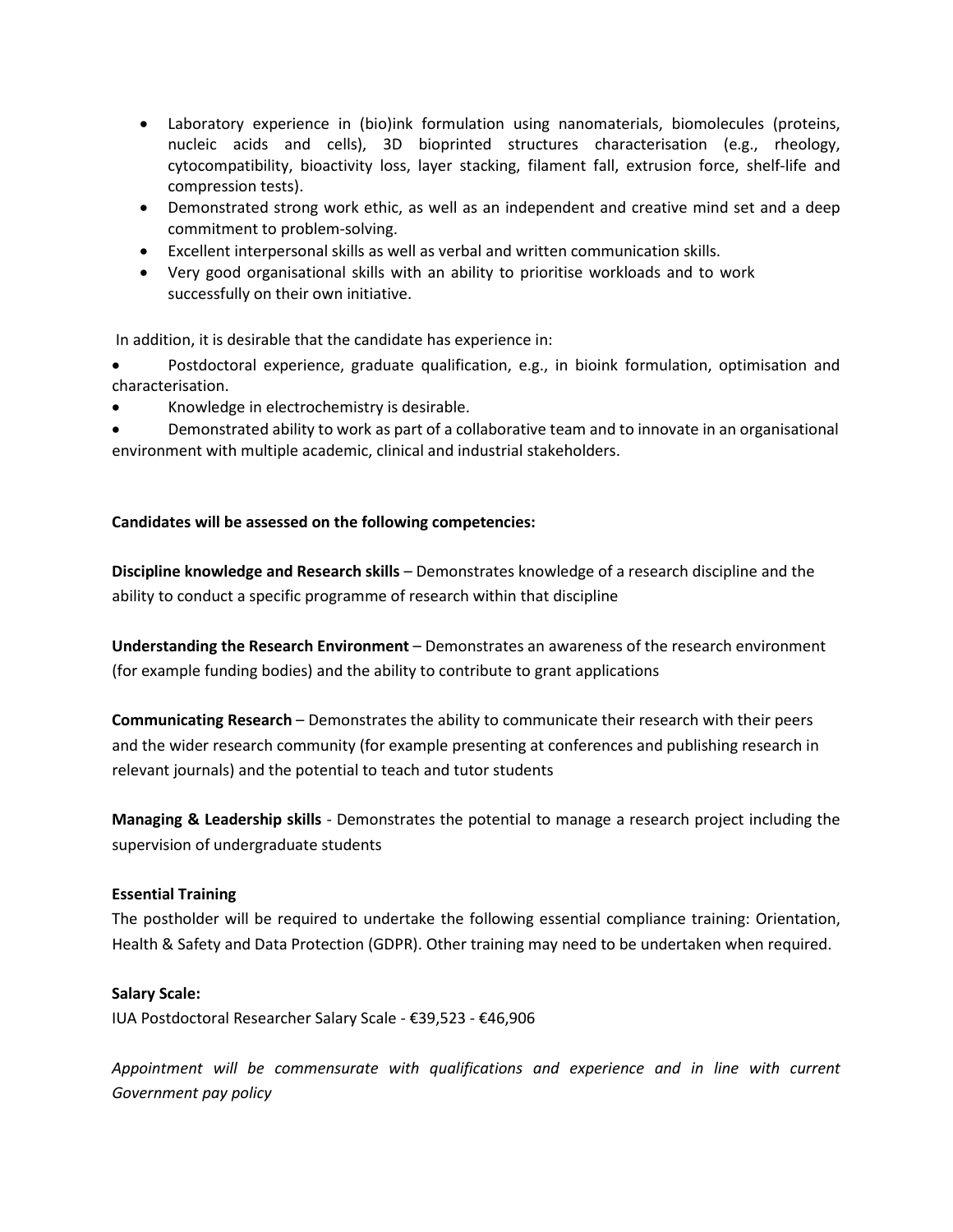- Laboratory experience in (bio)ink formulation using nanomaterials, biomolecules (proteins, nucleic acids and cells), 3D bioprinted structures characterisation (e.g., rheology, cytocompatibility, bioactivity loss, layer stacking, filament fall, extrusion force, shelf-life and compression tests).
- Demonstrated strong work ethic, as well as an independent and creative mind set and a deep commitment to problem-solving.
- Excellent interpersonal skills as well as verbal and written communication skills.
- Very good organisational skills with an ability to prioritise workloads and to work successfully on their own initiative.

In addition, it is desirable that the candidate has experience in:

- Postdoctoral experience, graduate qualification, e.g., in bioink formulation, optimisation and characterisation.
- Knowledge in electrochemistry is desirable.
- Demonstrated ability to work as part of a collaborative team and to innovate in an organisational environment with multiple academic, clinical and industrial stakeholders.

**Candidates will be assessed on the following competencies:**

**Discipline knowledge and Research skills** – Demonstrates knowledge of a research discipline and the ability to conduct a specific programme of research within that discipline

**Understanding the Research Environment** – Demonstrates an awareness of the research environment (for example funding bodies) and the ability to contribute to grant applications

**Communicating Research** – Demonstrates the ability to communicate their research with their peers and the wider research community (for example presenting at conferences and publishing research in relevant journals) and the potential to teach and tutor students

**Managing & Leadership skills** - Demonstrates the potential to manage a research project including the supervision of undergraduate students

**Essential Training**

The postholder will be required to undertake the following essential compliance training: Orientation, Health & Safety and Data Protection (GDPR). Other training may need to be undertaken when required.

**Salary Scale:**

IUA Postdoctoral Researcher Salary Scale - €39,523 - €46,906

*Appointment will be commensurate with qualifications and experience and in line with current Government pay policy*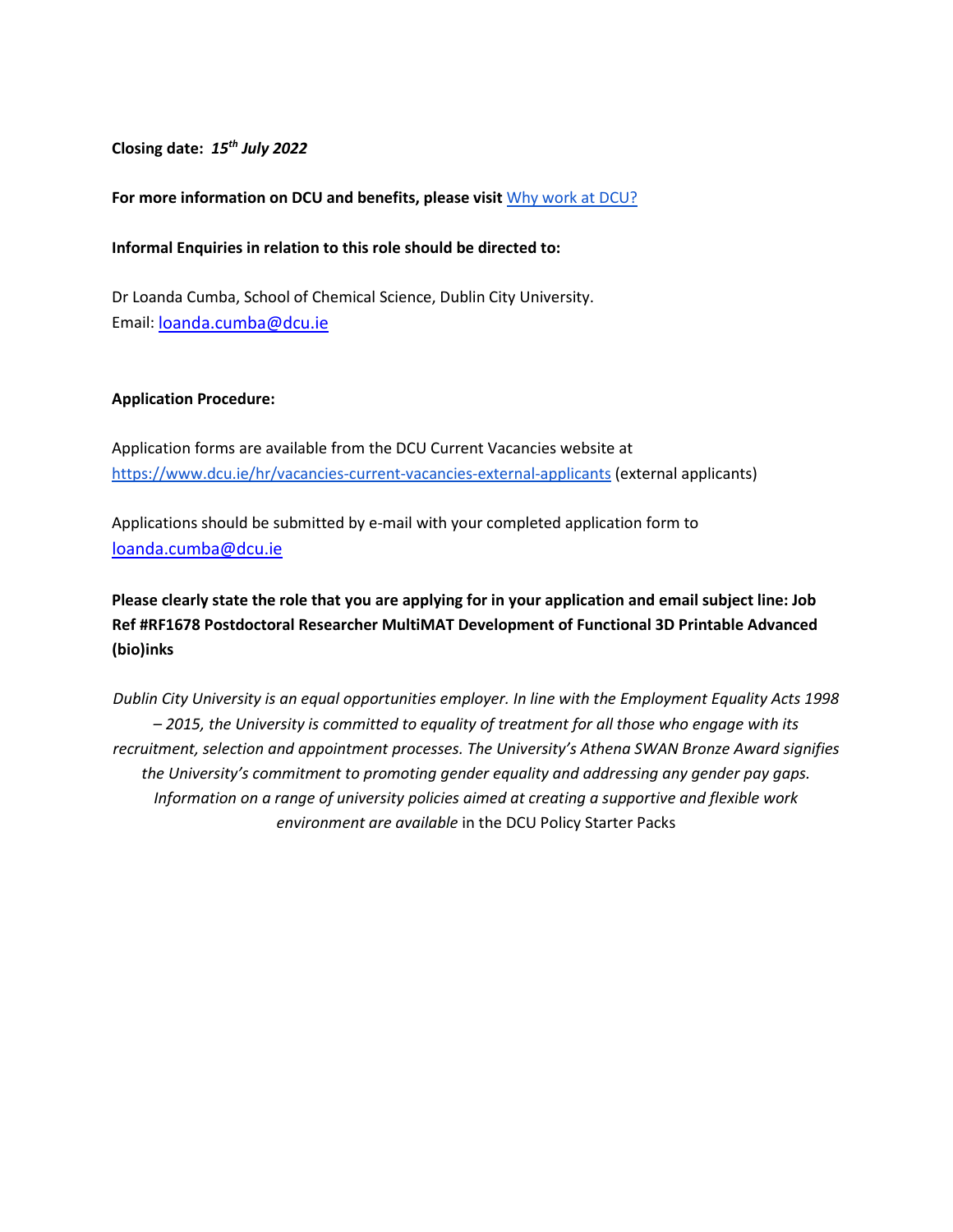**Closing date:** ***15th July 2022***

**For more information on DCU and benefits, please visit** [Why work at DCU?]

**Informal Enquiries in relation to this role should be directed to:**

Dr Loanda Cumba, School of Chemical Science, Dublin City University.
Email: loanda.cumba@dcu.ie

**Application Procedure:**

Application forms are available from the DCU Current Vacancies website at https://www.dcu.ie/hr/vacancies-current-vacancies-external-applicants (external applicants)

Applications should be submitted by e-mail with your completed application form to loanda.cumba@dcu.ie

**Please clearly state the role that you are applying for in your application and email subject line: Job Ref #RF1678 Postdoctoral Researcher MultiMAT Development of Functional 3D Printable Advanced (bio)inks**

*Dublin City University is an equal opportunities employer. In line with the Employment Equality Acts 1998 – 2015, the University is committed to equality of treatment for all those who engage with its recruitment, selection and appointment processes. The University's Athena SWAN Bronze Award signifies the University's commitment to promoting gender equality and addressing any gender pay gaps. Information on a range of university policies aimed at creating a supportive and flexible work environment are available* in the DCU Policy Starter Packs